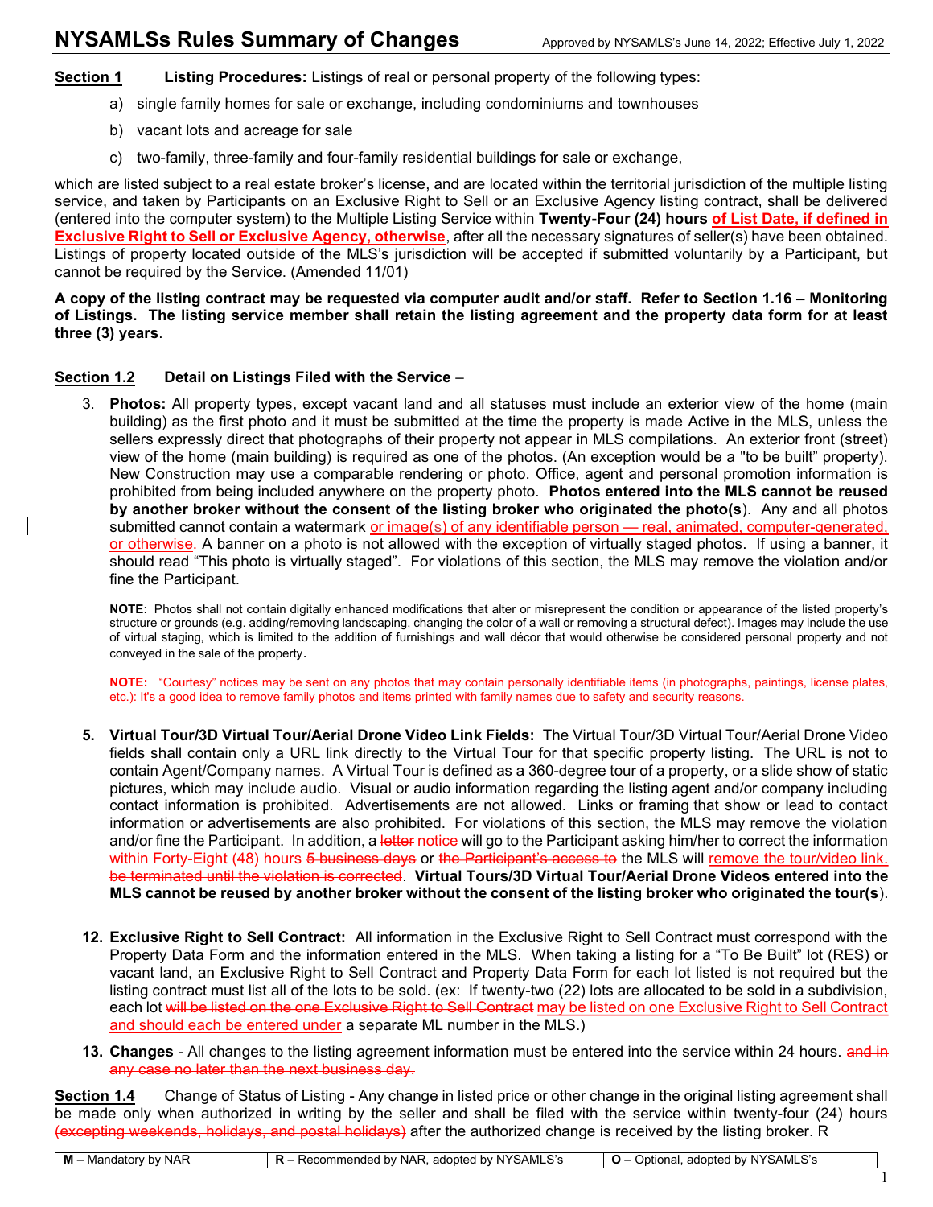# NYSAMLSs Rules Summary of Changes

Approved by NYSAMLS's June 14, 2022; Effective July 1, 2022

**Section 1** **Listing Procedures:** Listings of real or personal property of the following types:

a) single family homes for sale or exchange, including condominiums and townhouses

b) vacant lots and acreage for sale

c) two-family, three-family and four-family residential buildings for sale or exchange,

which are listed subject to a real estate broker's license, and are located within the territorial jurisdiction of the multiple listing service, and taken by Participants on an Exclusive Right to Sell or an Exclusive Agency listing contract, shall be delivered (entered into the computer system) to the Multiple Listing Service within **Twenty-Four (24) hours** **of List Date, if defined in Exclusive Right to Sell or Exclusive Agency, otherwise**, after all the necessary signatures of seller(s) have been obtained. Listings of property located outside of the MLS's jurisdiction will be accepted if submitted voluntarily by a Participant, but cannot be required by the Service. (Amended 11/01)

**A copy of the listing contract may be requested via computer audit and/or staff. Refer to Section 1.16 – Monitoring of Listings. The listing service member shall retain the listing agreement and the property data form for at least three (3) years**.

**Section 1.2** **Detail on Listings Filed with the Service** –

3. **Photos:** All property types, except vacant land and all statuses must include an exterior view of the home (main building) as the first photo and it must be submitted at the time the property is made Active in the MLS, unless the sellers expressly direct that photographs of their property not appear in MLS compilations. An exterior front (street) view of the home (main building) is required as one of the photos. (An exception would be a "to be built" property). New Construction may use a comparable rendering or photo. Office, agent and personal promotion information is prohibited from being included anywhere on the property photo. **Photos entered into the MLS cannot be reused by another broker without the consent of the listing broker who originated the photo(s**). Any and all photos submitted cannot contain a watermark or image(s) of any identifiable person — real, animated, computer-generated, or otherwise. A banner on a photo is not allowed with the exception of virtually staged photos. If using a banner, it should read "This photo is virtually staged". For violations of this section, the MLS may remove the violation and/or fine the Participant.

   **NOTE**: Photos shall not contain digitally enhanced modifications that alter or misrepresent the condition or appearance of the listed property's structure or grounds (e.g. adding/removing landscaping, changing the color of a wall or removing a structural defect). Images may include the use of virtual staging, which is limited to the addition of furnishings and wall décor that would otherwise be considered personal property and not conveyed in the sale of the property.

   **NOTE:** "Courtesy" notices may be sent on any photos that may contain personally identifiable items (in photographs, paintings, license plates, etc.): It's a good idea to remove family photos and items printed with family names due to safety and security reasons.

5. **Virtual Tour/3D Virtual Tour/Aerial Drone Video Link Fields:** The Virtual Tour/3D Virtual Tour/Aerial Drone Video fields shall contain only a URL link directly to the Virtual Tour for that specific property listing. The URL is not to contain Agent/Company names. A Virtual Tour is defined as a 360-degree tour of a property, or a slide show of static pictures, which may include audio. Visual or audio information regarding the listing agent and/or company including contact information is prohibited. Advertisements are not allowed. Links or framing that show or lead to contact information or advertisements are also prohibited. For violations of this section, the MLS may remove the violation and/or fine the Participant. In addition, a ~~letter~~ notice will go to the Participant asking him/her to correct the information within Forty-Eight (48) hours ~~5 business days~~ or ~~the Participant's access to~~ the MLS will remove the tour/video link. ~~be terminated until the violation is corrected~~. **Virtual Tours/3D Virtual Tour/Aerial Drone Videos entered into the MLS cannot be reused by another broker without the consent of the listing broker who originated the tour(s**).

12. **Exclusive Right to Sell Contract:** All information in the Exclusive Right to Sell Contract must correspond with the Property Data Form and the information entered in the MLS. When taking a listing for a "To Be Built" lot (RES) or vacant land, an Exclusive Right to Sell Contract and Property Data Form for each lot listed is not required but the listing contract must list all of the lots to be sold. (ex: If twenty-two (22) lots are allocated to be sold in a subdivision, each lot ~~will be listed on the one Exclusive Right to Sell Contract~~ may be listed on one Exclusive Right to Sell Contract and should each be entered under a separate ML number in the MLS.)

13. **Changes** - All changes to the listing agreement information must be entered into the service within 24 hours. ~~and in any case no later than the next business day.~~

**Section 1.4** Change of Status of Listing - Any change in listed price or other change in the original listing agreement shall be made only when authorized in writing by the seller and shall be filed with the service within twenty-four (24) hours ~~(excepting weekends, holidays, and postal holidays)~~ after the authorized change is received by the listing broker. R

| **M** – Mandatory by NAR | **R** – Recommended by NAR, adopted by NYSAMLS's | **O** – Optional, adopted by NYSAMLS's |
|---|---|---|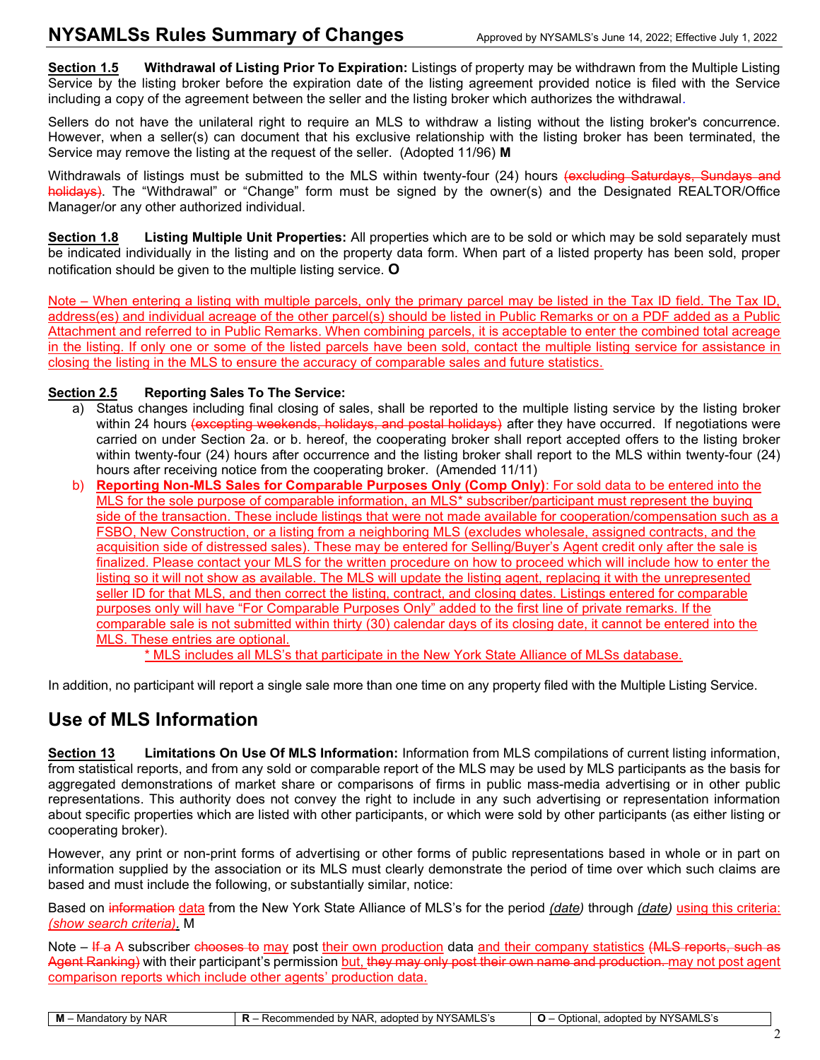# NYSAMLSs Rules Summary of Changes

Approved by NYSAMLS's June 14, 2022; Effective July 1, 2022

**Section 1.5 Withdrawal of Listing Prior To Expiration:** Listings of property may be withdrawn from the Multiple Listing Service by the listing broker before the expiration date of the listing agreement provided notice is filed with the Service including a copy of the agreement between the seller and the listing broker which authorizes the withdrawal.

Sellers do not have the unilateral right to require an MLS to withdraw a listing without the listing broker's concurrence. However, when a seller(s) can document that his exclusive relationship with the listing broker has been terminated, the Service may remove the listing at the request of the seller. (Adopted 11/96) **M**

Withdrawals of listings must be submitted to the MLS within twenty-four (24) hours ~~(excluding Saturdays, Sundays and holidays)~~. The "Withdrawal" or "Change" form must be signed by the owner(s) and the Designated REALTOR/Office Manager/or any other authorized individual.

**Section 1.8 Listing Multiple Unit Properties:** All properties which are to be sold or which may be sold separately must be indicated individually in the listing and on the property data form. When part of a listed property has been sold, proper notification should be given to the multiple listing service. **O**

Note – When entering a listing with multiple parcels, only the primary parcel may be listed in the Tax ID field. The Tax ID, address(es) and individual acreage of the other parcel(s) should be listed in Public Remarks or on a PDF added as a Public Attachment and referred to in Public Remarks. When combining parcels, it is acceptable to enter the combined total acreage in the listing. If only one or some of the listed parcels have been sold, contact the multiple listing service for assistance in closing the listing in the MLS to ensure the accuracy of comparable sales and future statistics.

**Section 2.5 Reporting Sales To The Service:**

a) Status changes including final closing of sales, shall be reported to the multiple listing service by the listing broker within 24 hours ~~(excepting weekends, holidays, and postal holidays)~~ after they have occurred. If negotiations were carried on under Section 2a. or b. hereof, the cooperating broker shall report accepted offers to the listing broker within twenty-four (24) hours after occurrence and the listing broker shall report to the MLS within twenty-four (24) hours after receiving notice from the cooperating broker. (Amended 11/11)

b) **Reporting Non-MLS Sales for Comparable Purposes Only (Comp Only)**: For sold data to be entered into the MLS for the sole purpose of comparable information, an MLS* subscriber/participant must represent the buying side of the transaction. These include listings that were not made available for cooperation/compensation such as a FSBO, New Construction, or a listing from a neighboring MLS (excludes wholesale, assigned contracts, and the acquisition side of distressed sales). These may be entered for Selling/Buyer's Agent credit only after the sale is finalized. Please contact your MLS for the written procedure on how to proceed which will include how to enter the listing so it will not show as available. The MLS will update the listing agent, replacing it with the unrepresented seller ID for that MLS, and then correct the listing, contract, and closing dates. Listings entered for comparable purposes only will have "For Comparable Purposes Only" added to the first line of private remarks. If the comparable sale is not submitted within thirty (30) calendar days of its closing date, it cannot be entered into the MLS. These entries are optional.

\* MLS includes all MLS's that participate in the New York State Alliance of MLSs database.

In addition, no participant will report a single sale more than one time on any property filed with the Multiple Listing Service.

## Use of MLS Information

**Section 13 Limitations On Use Of MLS Information:** Information from MLS compilations of current listing information, from statistical reports, and from any sold or comparable report of the MLS may be used by MLS participants as the basis for aggregated demonstrations of market share or comparisons of firms in public mass-media advertising or in other public representations. This authority does not convey the right to include in any such advertising or representation information about specific properties which are listed with other participants, or which were sold by other participants (as either listing or cooperating broker).

However, any print or non-print forms of advertising or other forms of public representations based in whole or in part on information supplied by the association or its MLS must clearly demonstrate the period of time over which such claims are based and must include the following, or substantially similar, notice:

Based on ~~information~~ data from the New York State Alliance of MLS's for the period *(date)* through *(date)* using this criteria: *(show search criteria)*. M

Note – ~~If a~~ A subscriber ~~chooses to~~ may post their own production data and their company statistics ~~(MLS reports, such as Agent Ranking)~~ with their participant's permission but, ~~they may only post their own name and production.~~ may not post agent comparison reports which include other agents' production data.

| **M** – Mandatory by NAR | **R** – Recommended by NAR, adopted by NYSAMLS's | **O** – Optional, adopted by NYSAMLS's |
| --- | --- | --- |